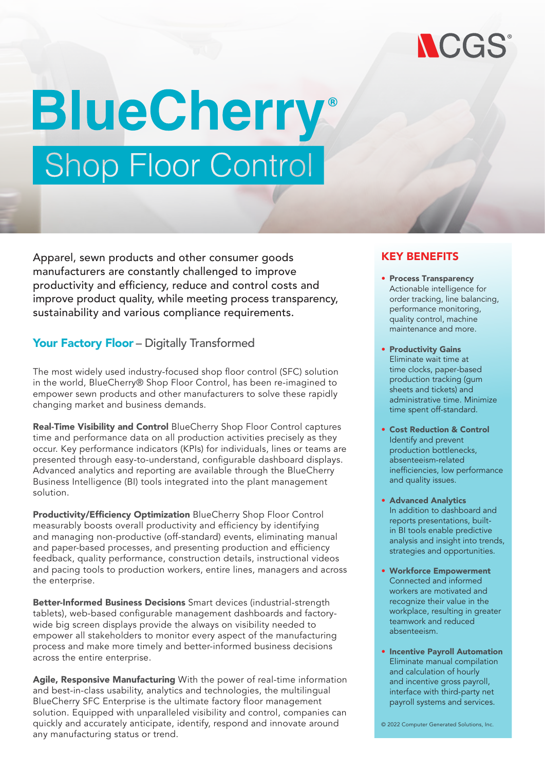CGS®

# BlueCherry®

## Shop Floor Control

Apparel, sewn products and other consumer goods manufacturers are constantly challenged to improve productivity and efficiency, reduce and control costs and improve product quality, while meeting process transparency, sustainability and various compliance requirements.

### Your Factory Floor – Digitally Transformed

The most widely used industry-focused shop floor control (SFC) solution in the world, BlueCherry® Shop Floor Control, has been re-imagined to empower sewn products and other manufacturers to solve these rapidly changing market and business demands.

**Real-Time Visibility and Control** BlueCherry Shop Floor Control captures time and performance data on all production activities precisely as they occur. Key performance indicators (KPIs) for individuals, lines or teams are presented through easy-to-understand, configurable dashboard displays. Advanced analytics and reporting are available through the BlueCherry Business Intelligence (BI) tools integrated into the plant management solution.

**Productivity/Efficiency Optimization** BlueCherry Shop Floor Control measurably boosts overall productivity and efficiency by identifying and managing non-productive (off-standard) events, eliminating manual and paper-based processes, and presenting production and efficiency feedback, quality performance, construction details, instructional videos and pacing tools to production workers, entire lines, managers and across the enterprise.

**Better-Informed Business Decisions** Smart devices (industrial-strength tablets), web-based configurable management dashboards and factory-wide big screen displays provide the always on visibility needed to empower all stakeholders to monitor every aspect of the manufacturing process and make more timely and better-informed business decisions across the entire enterprise.

**Agile, Responsive Manufacturing** With the power of real-time information and best-in-class usability, analytics and technologies, the multilingual BlueCherry SFC Enterprise is the ultimate factory floor management solution. Equipped with unparalleled visibility and control, companies can quickly and accurately anticipate, identify, respond and innovate around any manufacturing status or trend.

## KEY BENEFITS

- **Process Transparency**
  Actionable intelligence for order tracking, line balancing, performance monitoring, quality control, machine maintenance and more.

- **Productivity Gains**
  Eliminate wait time at time clocks, paper-based production tracking (gum sheets and tickets) and administrative time. Minimize time spent off-standard.

- **Cost Reduction & Control**
  Identify and prevent production bottlenecks, absenteeism-related inefficiencies, low performance and quality issues.

- **Advanced Analytics**
  In addition to dashboard and reports presentations, built-in BI tools enable predictive analysis and insight into trends, strategies and opportunities.

- **Workforce Empowerment**
  Connected and informed workers are motivated and recognize their value in the workplace, resulting in greater teamwork and reduced absenteeism.

- **Incentive Payroll Automation**
  Eliminate manual compilation and calculation of hourly and incentive gross payroll, interface with third-party net payroll systems and services.

© 2022 Computer Generated Solutions, Inc.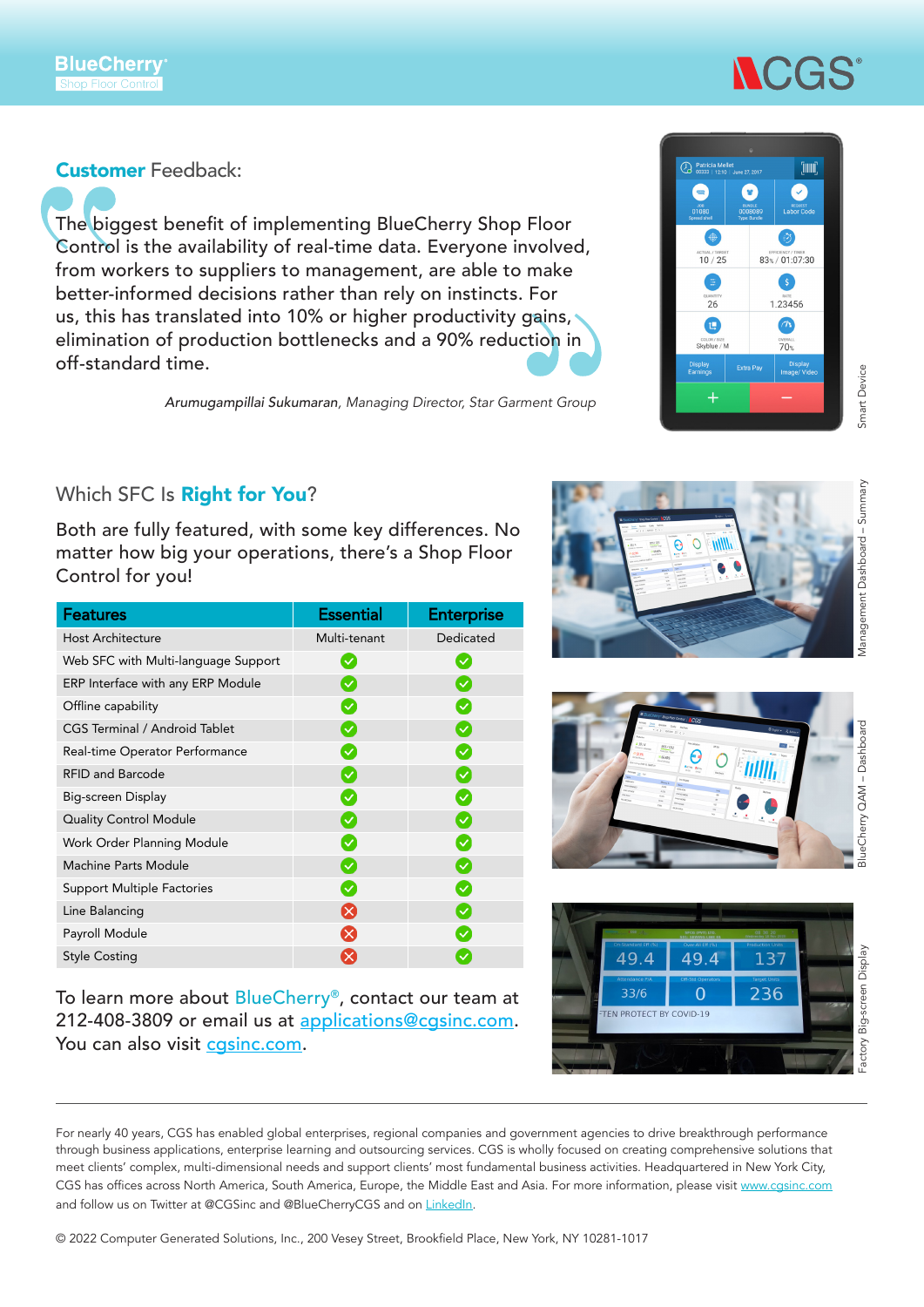BlueCherry®
Shop Floor Control

## Customer Feedback:

The biggest benefit of implementing BlueCherry Shop Floor Control is the availability of real-time data. Everyone involved, from workers to suppliers to management, are able to make better-informed decisions rather than rely on instincts. For us, this has translated into 10% or higher productivity gains, elimination of production bottlenecks and a 90% reduction in off-standard time.

*Arumugampillai Sukumaran, Managing Director, Star Garment Group*

Smart Device

## Which SFC Is Right for You?

Both are fully featured, with some key differences. No matter how big your operations, there's a Shop Floor Control for you!

| Features | Essential | Enterprise |
|---|---|---|
| Host Architecture | Multi-tenant | Dedicated |
| Web SFC with Multi-language Support | ✓ | ✓ |
| ERP Interface with any ERP Module | ✓ | ✓ |
| Offline capability | ✓ | ✓ |
| CGS Terminal / Android Tablet | ✓ | ✓ |
| Real-time Operator Performance | ✓ | ✓ |
| RFID and Barcode | ✓ | ✓ |
| Big-screen Display | ✓ | ✓ |
| Quality Control Module | ✓ | ✓ |
| Work Order Planning Module | ✓ | ✓ |
| Machine Parts Module | ✓ | ✓ |
| Support Multiple Factories | ✓ | ✓ |
| Line Balancing | ✗ | ✓ |
| Payroll Module | ✗ | ✓ |
| Style Costing | ✗ | ✓ |

Management Dashboard – Summary

BlueCherry QAM – Dashboard

Factory Big-screen Display

To learn more about BlueCherry®, contact our team at 212-408-3809 or email us at applications@cgsinc.com. You can also visit cgsinc.com.

For nearly 40 years, CGS has enabled global enterprises, regional companies and government agencies to drive breakthrough performance through business applications, enterprise learning and outsourcing services. CGS is wholly focused on creating comprehensive solutions that meet clients' complex, multi-dimensional needs and support clients' most fundamental business activities. Headquartered in New York City, CGS has offices across North America, South America, Europe, the Middle East and Asia. For more information, please visit www.cgsinc.com and follow us on Twitter at @CGSinc and @BlueCherryCGS and on LinkedIn.

© 2022 Computer Generated Solutions, Inc., 200 Vesey Street, Brookfield Place, New York, NY 10281-1017